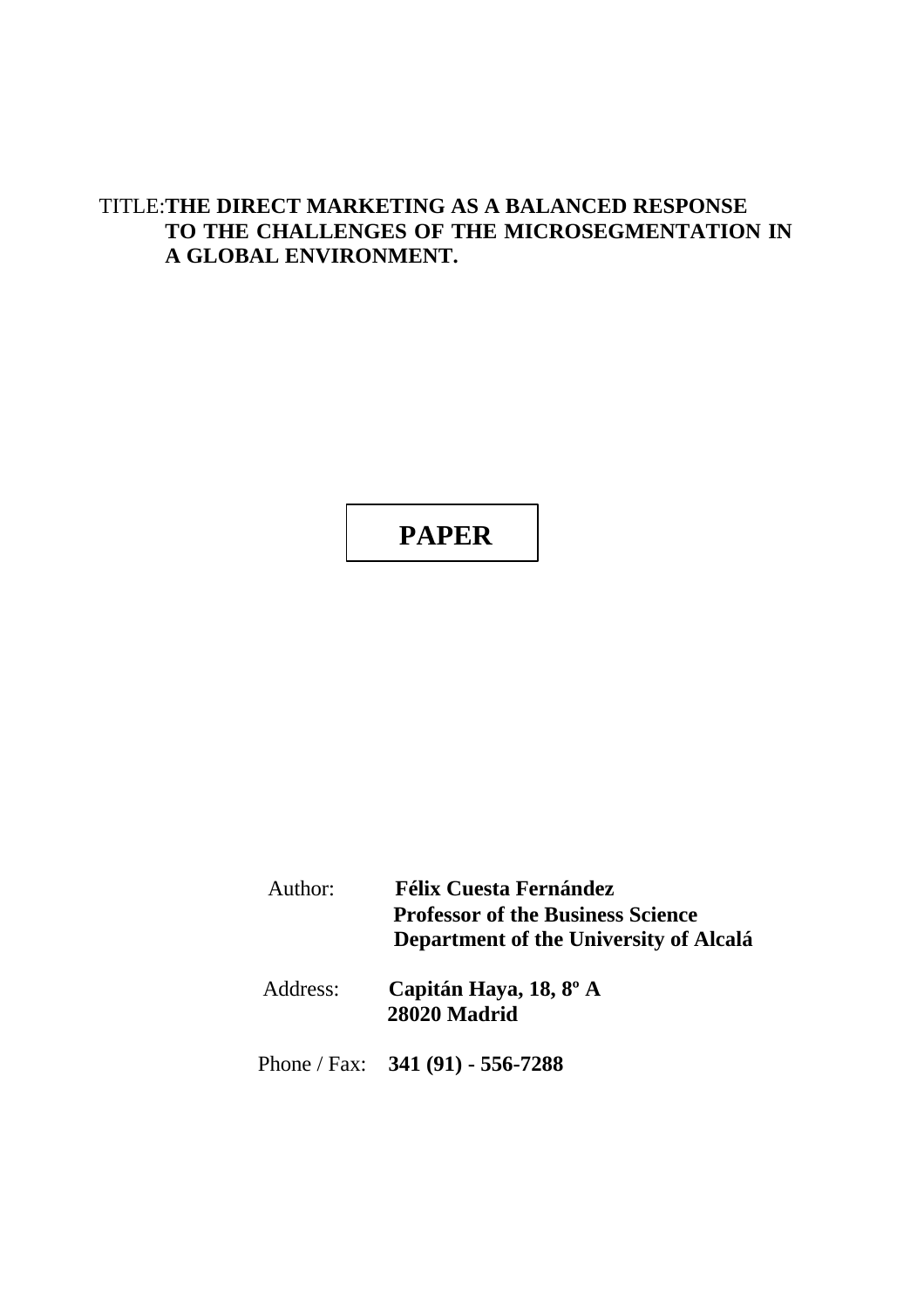TITLE: **THE DIRECT MARKETING AS A BALANCED RESPONSE TO THE CHALLENGES OF THE MICROSEGMENTATION IN A GLOBAL ENVIRONMENT.**

**PAPER**

Author: **Félix Cuesta Fernández**
**Professor of the Business Science Department of the University of Alcalá**

Address: **Capitán Haya, 18, 8º A**
**28020 Madrid**

Phone / Fax: **341 (91) - 556-7288**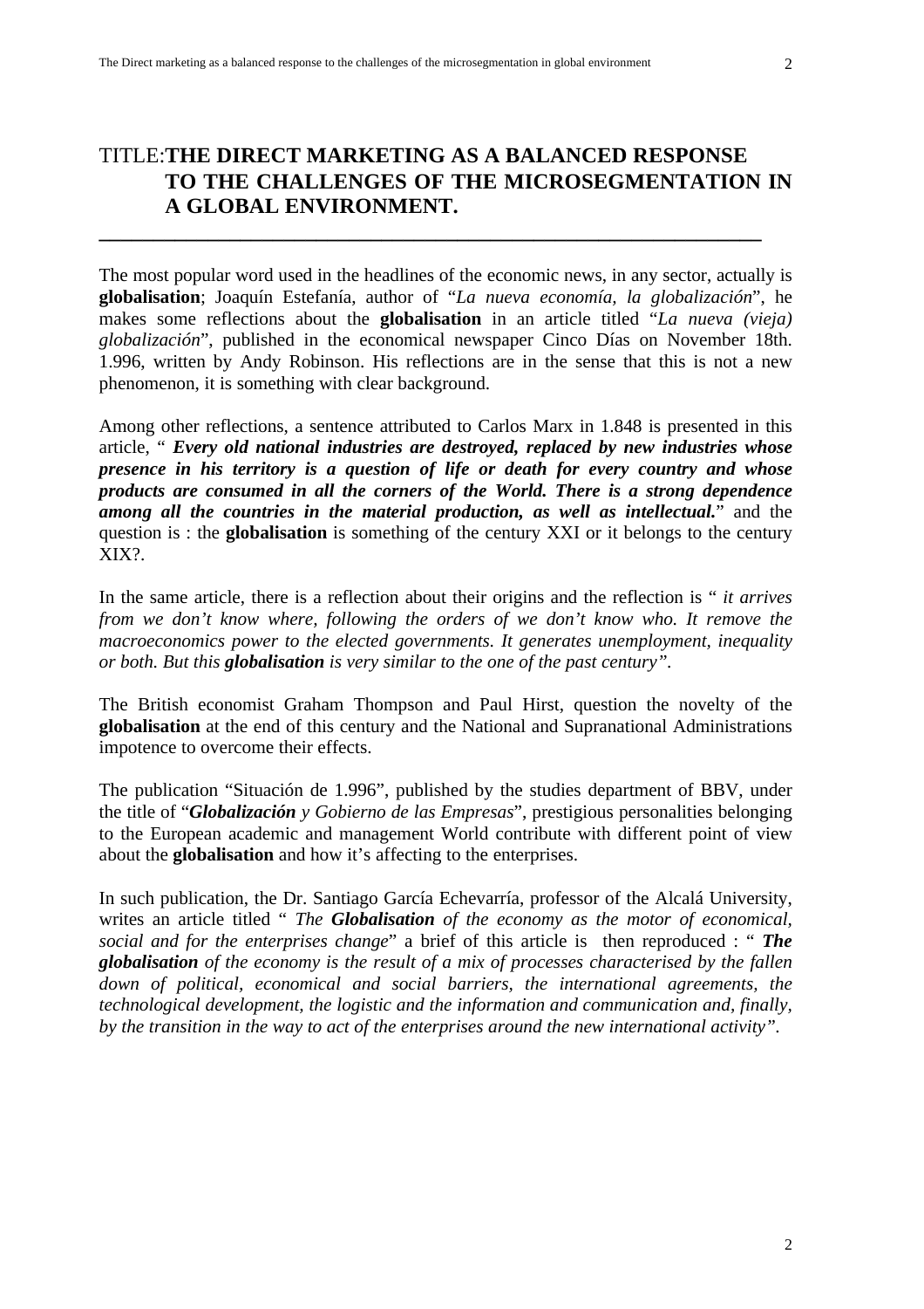# TITLE: THE DIRECT MARKETING AS A BALANCED RESPONSE TO THE CHALLENGES OF THE MICROSEGMENTATION IN A GLOBAL ENVIRONMENT.

---

The most popular word used in the headlines of the economic news, in any sector, actually is **globalisation**; Joaquín Estefanía, author of "*La nueva economía, la globalización*", he makes some reflections about the **globalisation** in an article titled "*La nueva (vieja) globalización*", published in the economical newspaper Cinco Días on November 18th. 1.996, written by Andy Robinson. His reflections are in the sense that this is not a new phenomenon, it is something with clear background.

Among other reflections, a sentence attributed to Carlos Marx in 1.848 is presented in this article, " ***Every old national industries are destroyed, replaced by new industries whose presence in his territory is a question of life or death for every country and whose products are consumed in all the corners of the World. There is a strong dependence among all the countries in the material production, as well as intellectual.*** " and the question is : the **globalisation** is something of the century XXI or it belongs to the century XIX?.

In the same article, there is a reflection about their origins and the reflection is " *it arrives from we don't know where, following the orders of we don't know who. It remove the macroeconomics power to the elected governments. It generates unemployment, inequality or both. But this* ***globalisation*** *is very similar to the one of the past century".*

The British economist Graham Thompson and Paul Hirst, question the novelty of the **globalisation** at the end of this century and the National and Supranational Administrations impotence to overcome their effects.

The publication "Situación de 1.996", published by the studies department of BBV, under the title of "***Globalización*** *y Gobierno de las Empresas*", prestigious personalities belonging to the European academic and management World contribute with different point of view about the **globalisation** and how it's affecting to the enterprises.

In such publication, the Dr. Santiago García Echevarría, professor of the Alcalá University, writes an article titled " *The* ***Globalisation*** *of the economy as the motor of economical, social and for the enterprises change*" a brief of this article is then reproduced : " ***The globalisation*** *of the economy is the result of a mix of processes characterised by the fallen down of political, economical and social barriers, the international agreements, the technological development, the logistic and the information and communication and, finally, by the transition in the way to act of the enterprises around the new international activity".*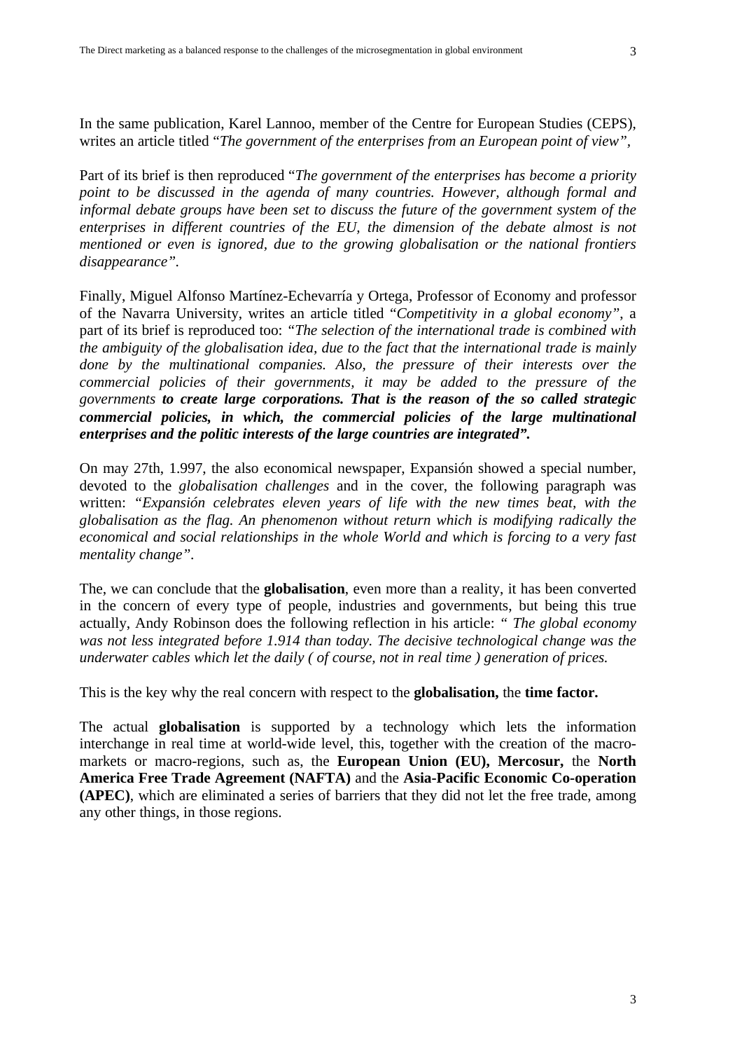In the same publication, Karel Lannoo, member of the Centre for European Studies (CEPS), writes an article titled "*The government of the enterprises from an European point of view",*

Part of its brief is then reproduced "*The government of the enterprises has become a priority point to be discussed in the agenda of many countries. However, although formal and informal debate groups have been set to discuss the future of the government system of the enterprises in different countries of the EU, the dimension of the debate almost is not mentioned or even is ignored, due to the growing globalisation or the national frontiers disappearance".*

Finally, Miguel Alfonso Martínez-Echevarría y Ortega, Professor of Economy and professor of the Navarra University, writes an article titled "*Competitivity in a global economy"*, a part of its brief is reproduced too: *"The selection of the international trade is combined with the ambiguity of the globalisation idea, due to the fact that the international trade is mainly done by the multinational companies. Also, the pressure of their interests over the commercial policies of their governments, it may be added to the pressure of the governments* ***to create large corporations. That is the reason of the so called strategic commercial policies, in which, the commercial policies of the large multinational enterprises and the politic interests of the large countries are integrated".***

On may 27th, 1.997, the also economical newspaper, Expansión showed a special number, devoted to the *globalisation challenges* and in the cover, the following paragraph was written: *"Expansión celebrates eleven years of life with the new times beat, with the globalisation as the flag. An phenomenon without return which is modifying radically the economical and social relationships in the whole World and which is forcing to a very fast mentality change".*

The, we can conclude that the **globalisation**, even more than a reality, it has been converted in the concern of every type of people, industries and governments, but being this true actually, Andy Robinson does the following reflection in his article: *" The global economy was not less integrated before 1.914 than today. The decisive technological change was the underwater cables which let the daily ( of course, not in real time ) generation of prices.*

This is the key why the real concern with respect to the **globalisation,** the **time factor.**

The actual **globalisation** is supported by a technology which lets the information interchange in real time at world-wide level, this, together with the creation of the macro-markets or macro-regions, such as, the **European Union (EU), Mercosur,** the **North America Free Trade Agreement (NAFTA)** and the **Asia-Pacific Economic Co-operation (APEC)**, which are eliminated a series of barriers that they did not let the free trade, among any other things, in those regions.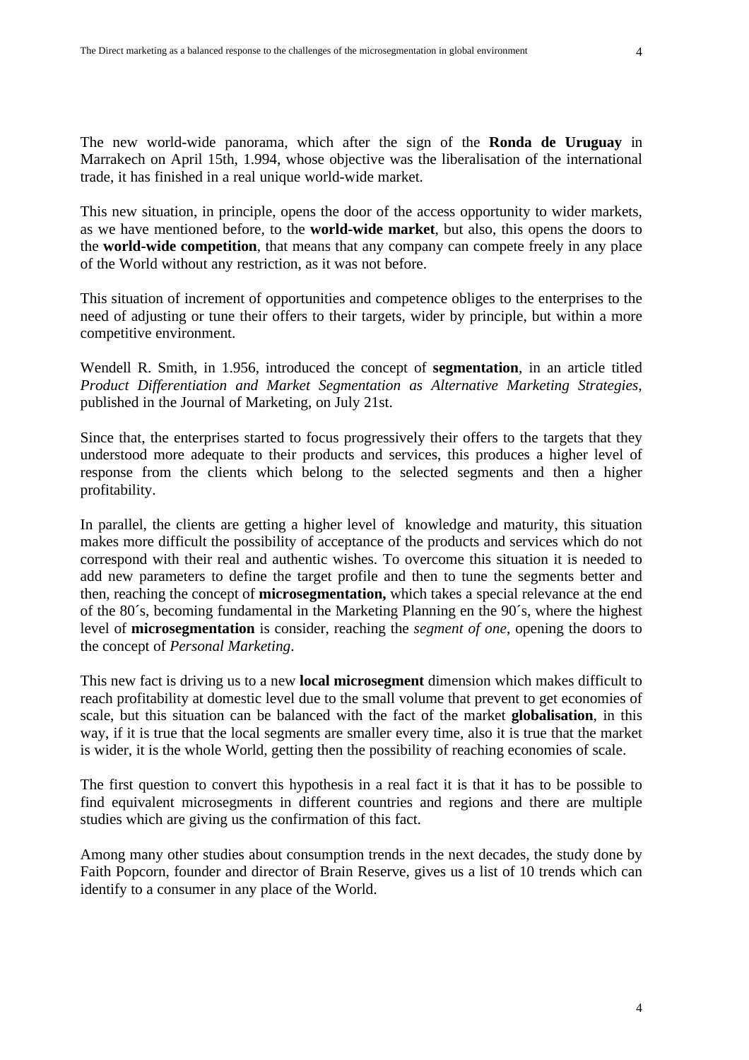The new world-wide panorama, which after the sign of the **Ronda de Uruguay** in Marrakech on April 15th, 1.994, whose objective was the liberalisation of the international trade, it has finished in a real unique world-wide market.

This new situation, in principle, opens the door of the access opportunity to wider markets, as we have mentioned before, to the **world-wide market**, but also, this opens the doors to the **world-wide competition**, that means that any company can compete freely in any place of the World without any restriction, as it was not before.

This situation of increment of opportunities and competence obliges to the enterprises to the need of adjusting or tune their offers to their targets, wider by principle, but within a more competitive environment.

Wendell R. Smith, in 1.956, introduced the concept of **segmentation**, in an article titled *Product Differentiation and Market Segmentation as Alternative Marketing Strategies*, published in the Journal of Marketing, on July 21st.

Since that, the enterprises started to focus progressively their offers to the targets that they understood more adequate to their products and services, this produces a higher level of response from the clients which belong to the selected segments and then a higher profitability.

In parallel, the clients are getting a higher level of knowledge and maturity, this situation makes more difficult the possibility of acceptance of the products and services which do not correspond with their real and authentic wishes. To overcome this situation it is needed to add new parameters to define the target profile and then to tune the segments better and then, reaching the concept of **microsegmentation,** which takes a special relevance at the end of the 80´s, becoming fundamental in the Marketing Planning en the 90´s, where the highest level of **microsegmentation** is consider, reaching the *segment of one*, opening the doors to the concept of *Personal Marketing*.

This new fact is driving us to a new **local microsegment** dimension which makes difficult to reach profitability at domestic level due to the small volume that prevent to get economies of scale, but this situation can be balanced with the fact of the market **globalisation**, in this way, if it is true that the local segments are smaller every time, also it is true that the market is wider, it is the whole World, getting then the possibility of reaching economies of scale.

The first question to convert this hypothesis in a real fact it is that it has to be possible to find equivalent microsegments in different countries and regions and there are multiple studies which are giving us the confirmation of this fact.

Among many other studies about consumption trends in the next decades, the study done by Faith Popcorn, founder and director of Brain Reserve, gives us a list of 10 trends which can identify to a consumer in any place of the World.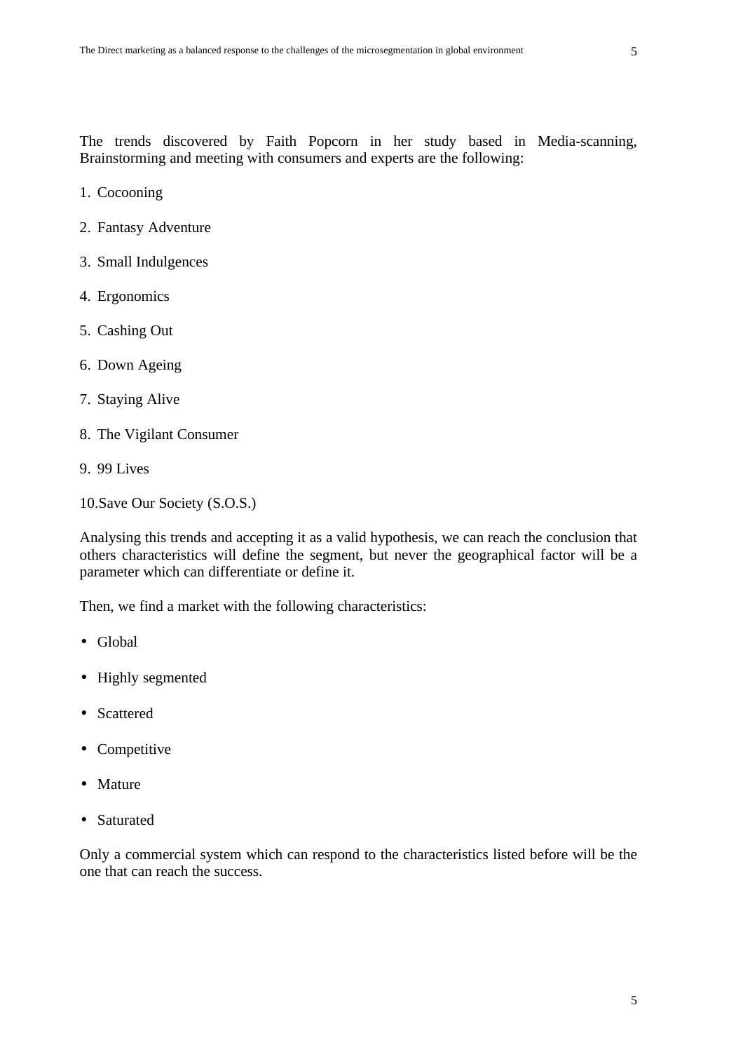The trends discovered by Faith Popcorn in her study based in Media-scanning, Brainstorming and meeting with consumers and experts are the following:

1. Cocooning
2. Fantasy Adventure
3. Small Indulgences
4. Ergonomics
5. Cashing Out
6. Down Ageing
7. Staying Alive
8. The Vigilant Consumer
9. 99 Lives
10. Save Our Society (S.O.S.)

Analysing this trends and accepting it as a valid hypothesis, we can reach the conclusion that others characteristics will define the segment, but never the geographical factor will be a parameter which can differentiate or define it.

Then, we find a market with the following characteristics:

- Global
- Highly segmented
- Scattered
- Competitive
- Mature
- Saturated

Only a commercial system which can respond to the characteristics listed before will be the one that can reach the success.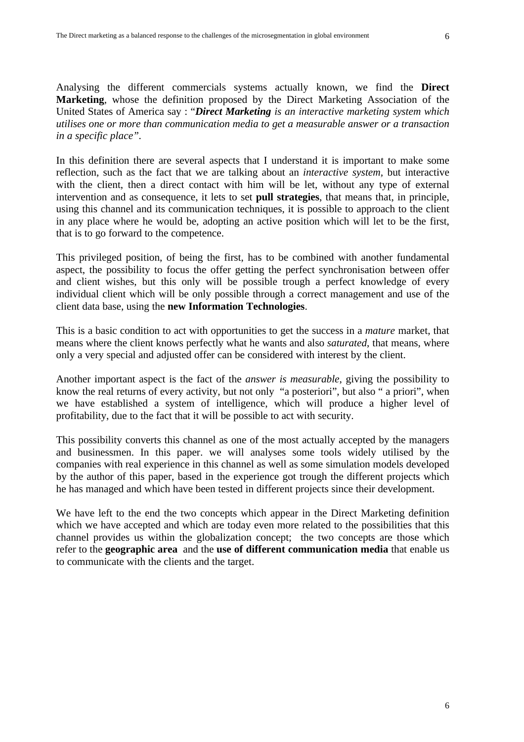Analysing the different commercials systems actually known, we find the **Direct Marketing**, whose the definition proposed by the Direct Marketing Association of the United States of America say : "***Direct Marketing*** *is an interactive marketing system which utilises one or more than communication media to get a measurable answer or a transaction in a specific place"*.

In this definition there are several aspects that I understand it is important to make some reflection, such as the fact that we are talking about an *interactive system*, but interactive with the client, then a direct contact with him will be let, without any type of external intervention and as consequence, it lets to set **pull strategies**, that means that, in principle, using this channel and its communication techniques, it is possible to approach to the client in any place where he would be, adopting an active position which will let to be the first, that is to go forward to the competence.

This privileged position, of being the first, has to be combined with another fundamental aspect, the possibility to focus the offer getting the perfect synchronisation between offer and client wishes, but this only will be possible trough a perfect knowledge of every individual client which will be only possible through a correct management and use of the client data base, using the **new Information Technologies**.

This is a basic condition to act with opportunities to get the success in a *mature* market, that means where the client knows perfectly what he wants and also *saturated*, that means, where only a very special and adjusted offer can be considered with interest by the client.

Another important aspect is the fact of the *answer is measurable*, giving the possibility to know the real returns of every activity, but not only "a posteriori", but also " a priori", when we have established a system of intelligence, which will produce a higher level of profitability, due to the fact that it will be possible to act with security.

This possibility converts this channel as one of the most actually accepted by the managers and businessmen. In this paper. we will analyses some tools widely utilised by the companies with real experience in this channel as well as some simulation models developed by the author of this paper, based in the experience got trough the different projects which he has managed and which have been tested in different projects since their development.

We have left to the end the two concepts which appear in the Direct Marketing definition which we have accepted and which are today even more related to the possibilities that this channel provides us within the globalization concept; the two concepts are those which refer to the **geographic area** and the **use of different communication media** that enable us to communicate with the clients and the target.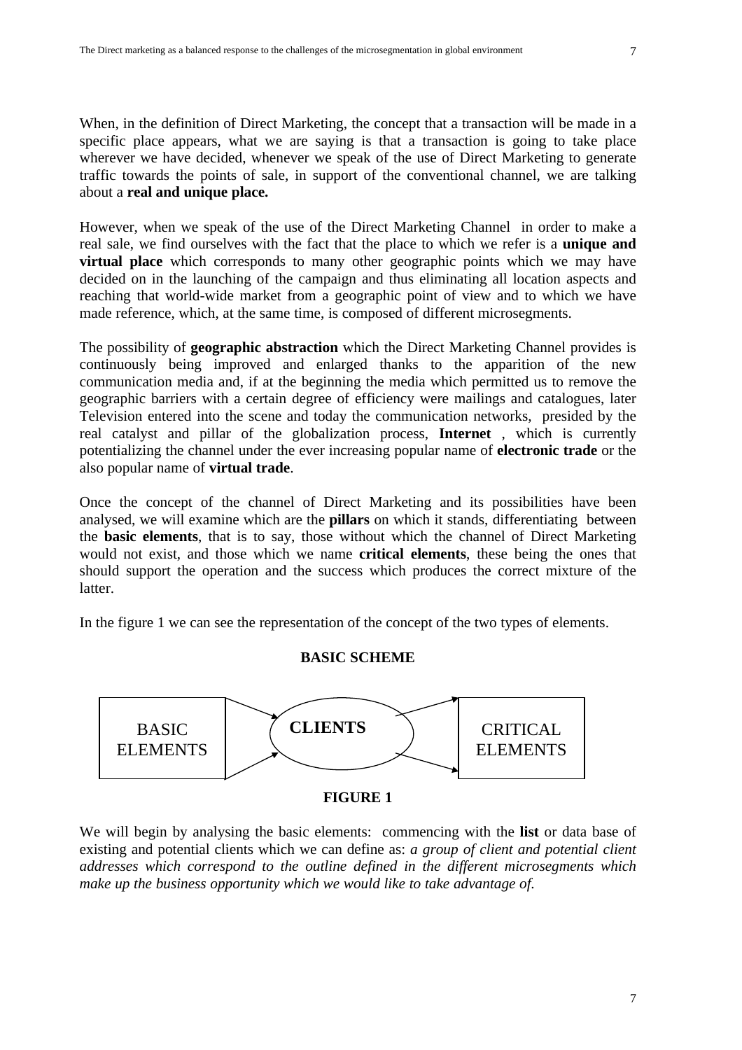When, in the definition of Direct Marketing, the concept that a transaction will be made in a specific place appears, what we are saying is that a transaction is going to take place wherever we have decided, whenever we speak of the use of Direct Marketing to generate traffic towards the points of sale, in support of the conventional channel, we are talking about a **real and unique place.**

However, when we speak of the use of the Direct Marketing Channel in order to make a real sale, we find ourselves with the fact that the place to which we refer is a **unique and virtual place** which corresponds to many other geographic points which we may have decided on in the launching of the campaign and thus eliminating all location aspects and reaching that world-wide market from a geographic point of view and to which we have made reference, which, at the same time, is composed of different microsegments.

The possibility of **geographic abstraction** which the Direct Marketing Channel provides is continuously being improved and enlarged thanks to the apparition of the new communication media and, if at the beginning the media which permitted us to remove the geographic barriers with a certain degree of efficiency were mailings and catalogues, later Television entered into the scene and today the communication networks, presided by the real catalyst and pillar of the globalization process, **Internet** , which is currently potentializing the channel under the ever increasing popular name of **electronic trade** or the also popular name of **virtual trade**.

Once the concept of the channel of Direct Marketing and its possibilities have been analysed, we will examine which are the **pillars** on which it stands, differentiating between the **basic elements**, that is to say, those without which the channel of Direct Marketing would not exist, and those which we name **critical elements**, these being the ones that should support the operation and the success which produces the correct mixture of the latter.

In the figure 1 we can see the representation of the concept of the two types of elements.

**BASIC SCHEME**

BASIC ELEMENTS → **CLIENTS** → CRITICAL ELEMENTS

**FIGURE 1**

We will begin by analysing the basic elements: commencing with the **list** or data base of existing and potential clients which we can define as: *a group of client and potential client addresses which correspond to the outline defined in the different microsegments which make up the business opportunity which we would like to take advantage of.*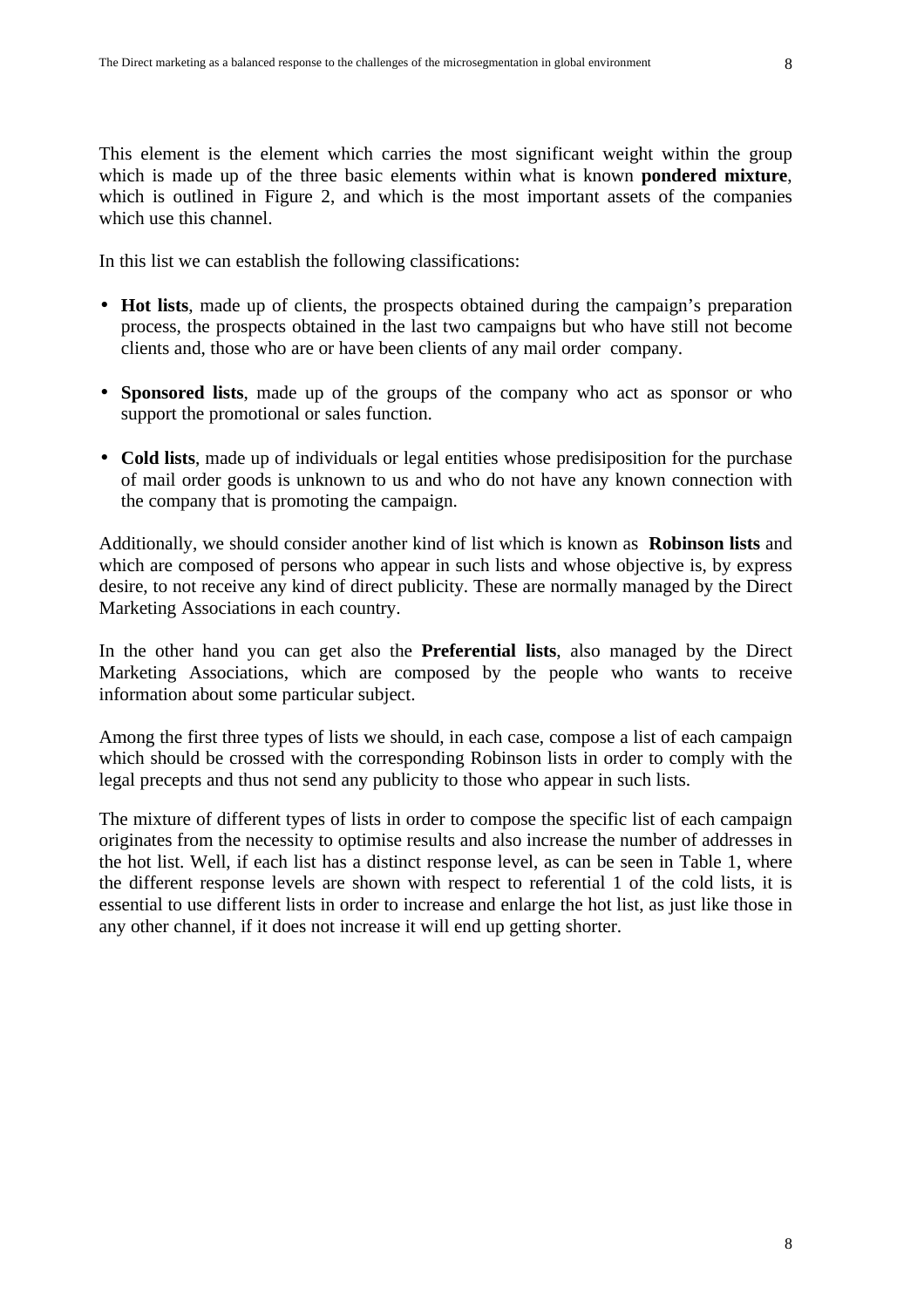This element is the element which carries the most significant weight within the group which is made up of the three basic elements within what is known **pondered mixture**, which is outlined in Figure 2, and which is the most important assets of the companies which use this channel.

In this list we can establish the following classifications:

- **Hot lists**, made up of clients, the prospects obtained during the campaign's preparation process, the prospects obtained in the last two campaigns but who have still not become clients and, those who are or have been clients of any mail order company.

- **Sponsored lists**, made up of the groups of the company who act as sponsor or who support the promotional or sales function.

- **Cold lists**, made up of individuals or legal entities whose predisiposition for the purchase of mail order goods is unknown to us and who do not have any known connection with the company that is promoting the campaign.

Additionally, we should consider another kind of list which is known as **Robinson lists** and which are composed of persons who appear in such lists and whose objective is, by express desire, to not receive any kind of direct publicity. These are normally managed by the Direct Marketing Associations in each country.

In the other hand you can get also the **Preferential lists**, also managed by the Direct Marketing Associations, which are composed by the people who wants to receive information about some particular subject.

Among the first three types of lists we should, in each case, compose a list of each campaign which should be crossed with the corresponding Robinson lists in order to comply with the legal precepts and thus not send any publicity to those who appear in such lists.

The mixture of different types of lists in order to compose the specific list of each campaign originates from the necessity to optimise results and also increase the number of addresses in the hot list. Well, if each list has a distinct response level, as can be seen in Table 1, where the different response levels are shown with respect to referential 1 of the cold lists, it is essential to use different lists in order to increase and enlarge the hot list, as just like those in any other channel, if it does not increase it will end up getting shorter.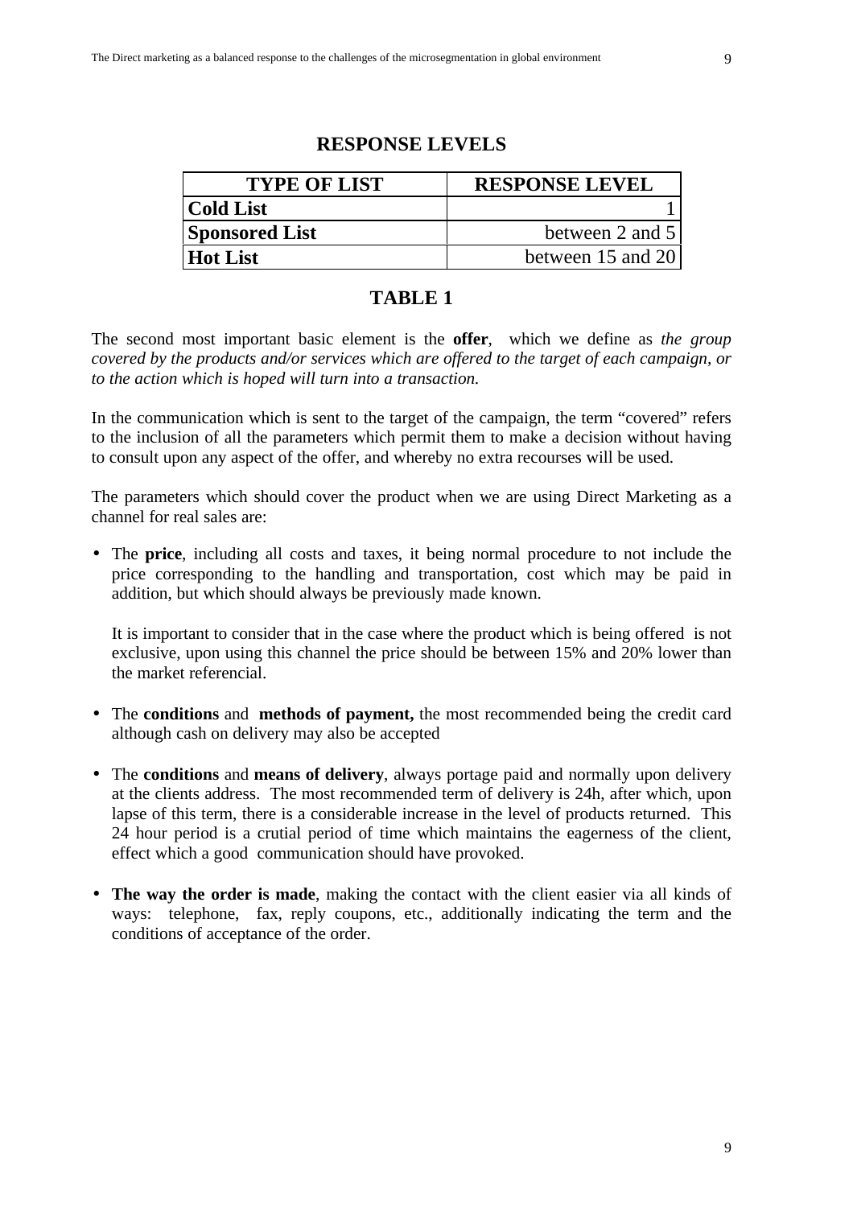## RESPONSE LEVELS

| TYPE OF LIST | RESPONSE LEVEL |
|---|---|
| **Cold List** | 1 |
| **Sponsored List** | between 2 and 5 |
| **Hot List** | between 15 and 20 |

**TABLE 1**

The second most important basic element is the **offer**, which we define as *the group covered by the products and/or services which are offered to the target of each campaign, or to the action which is hoped will turn into a transaction.*

In the communication which is sent to the target of the campaign, the term "covered" refers to the inclusion of all the parameters which permit them to make a decision without having to consult upon any aspect of the offer, and whereby no extra recourses will be used.

The parameters which should cover the product when we are using Direct Marketing as a channel for real sales are:

- The **price**, including all costs and taxes, it being normal procedure to not include the price corresponding to the handling and transportation, cost which may be paid in addition, but which should always be previously made known.

  It is important to consider that in the case where the product which is being offered is not exclusive, upon using this channel the price should be between 15% and 20% lower than the market referencial.

- The **conditions** and **methods of payment,** the most recommended being the credit card although cash on delivery may also be accepted

- The **conditions** and **means of delivery**, always portage paid and normally upon delivery at the clients address. The most recommended term of delivery is 24h, after which, upon lapse of this term, there is a considerable increase in the level of products returned. This 24 hour period is a crutial period of time which maintains the eagerness of the client, effect which a good communication should have provoked.

- **The way the order is made**, making the contact with the client easier via all kinds of ways: telephone, fax, reply coupons, etc., additionally indicating the term and the conditions of acceptance of the order.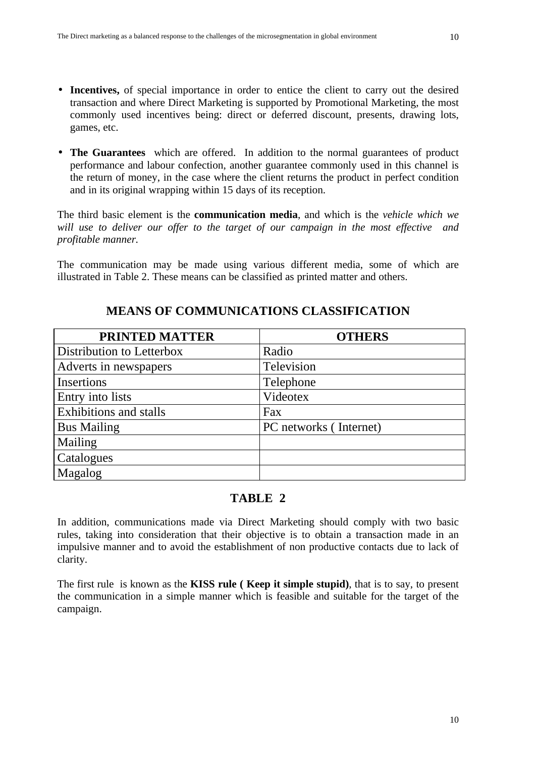- **Incentives,** of special importance in order to entice the client to carry out the desired transaction and where Direct Marketing is supported by Promotional Marketing, the most commonly used incentives being: direct or deferred discount, presents, drawing lots, games, etc.

- **The Guarantees** which are offered. In addition to the normal guarantees of product performance and labour confection, another guarantee commonly used in this channel is the return of money, in the case where the client returns the product in perfect condition and in its original wrapping within 15 days of its reception.

The third basic element is the **communication media**, and which is the *vehicle which we will use to deliver our offer to the target of our campaign in the most effective and profitable manner.*

The communication may be made using various different media, some of which are illustrated in Table 2. These means can be classified as printed matter and others.

## MEANS OF COMMUNICATIONS CLASSIFICATION

| PRINTED MATTER | OTHERS |
|---|---|
| Distribution to Letterbox | Radio |
| Adverts in newspapers | Television |
| Insertions | Telephone |
| Entry into lists | Videotex |
| Exhibitions and stalls | Fax |
| Bus Mailing | PC networks ( Internet) |
| Mailing | |
| Catalogues | |
| Magalog | |

**TABLE 2**

In addition, communications made via Direct Marketing should comply with two basic rules, taking into consideration that their objective is to obtain a transaction made in an impulsive manner and to avoid the establishment of non productive contacts due to lack of clarity.

The first rule is known as the **KISS rule ( Keep it simple stupid)**, that is to say, to present the communication in a simple manner which is feasible and suitable for the target of the campaign.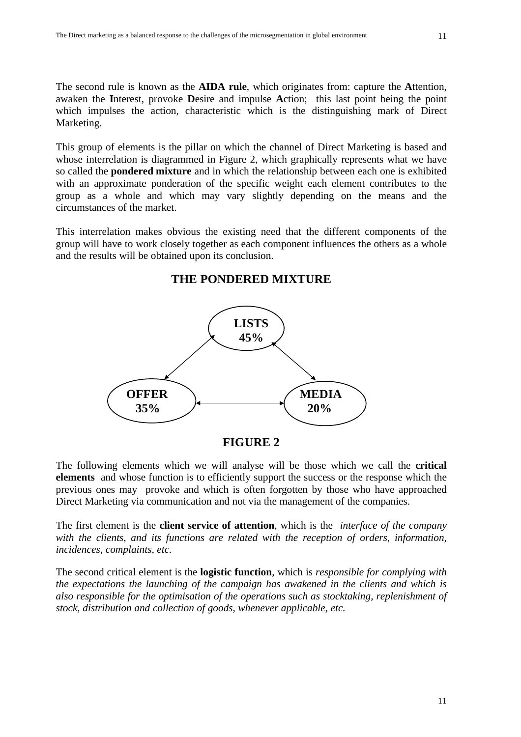The second rule is known as the **AIDA rule**, which originates from: capture the **A**ttention, awaken the **I**nterest, provoke **D**esire and impulse **A**ction; this last point being the point which impulses the action, characteristic which is the distinguishing mark of Direct Marketing.

This group of elements is the pillar on which the channel of Direct Marketing is based and whose interrelation is diagrammed in Figure 2, which graphically represents what we have so called the **pondered mixture** and in which the relationship between each one is exhibited with an approximate ponderation of the specific weight each element contributes to the group as a whole and which may vary slightly depending on the means and the circumstances of the market.

This interrelation makes obvious the existing need that the different components of the group will have to work closely together as each component influences the others as a whole and the results will be obtained upon its conclusion.

**THE PONDERED MIXTURE**

**LISTS 45%**

**OFFER 35%** — **MEDIA 20%**

**FIGURE 2**

The following elements which we will analyse will be those which we call the **critical elements** and whose function is to efficiently support the success or the response which the previous ones may provoke and which is often forgotten by those who have approached Direct Marketing via communication and not via the management of the companies.

The first element is the **client service of attention**, which is the *interface of the company with the clients, and its functions are related with the reception of orders, information, incidences, complaints, etc.*

The second critical element is the **logistic function**, which is *responsible for complying with the expectations the launching of the campaign has awakened in the clients and which is also responsible for the optimisation of the operations such as stocktaking, replenishment of stock, distribution and collection of goods, whenever applicable, etc.*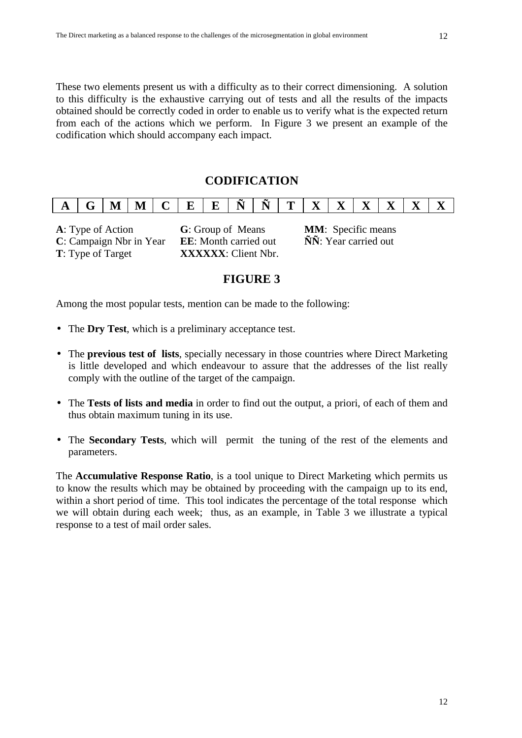These two elements present us with a difficulty as to their correct dimensioning. A solution to this difficulty is the exhaustive carrying out of tests and all the results of the impacts obtained should be correctly coded in order to enable us to verify what is the expected return from each of the actions which we perform. In Figure 3 we present an example of the codification which should accompany each impact.

## CODIFICATION

| A | G | M | M | C | E | E | Ñ | Ñ | T | X | X | X | X | X | X |
|---|---|---|---|---|---|---|---|---|---|---|---|---|---|---|---|

**A**: Type of Action
**G**: Group of Means
**MM**: Specific means
**C**: Campaign Nbr in Year
**EE**: Month carried out
**ÑÑ**: Year carried out
**T**: Type of Target
**XXXXXX**: Client Nbr.

## FIGURE 3

Among the most popular tests, mention can be made to the following:

- The **Dry Test**, which is a preliminary acceptance test.
- The **previous test of lists**, specially necessary in those countries where Direct Marketing is little developed and which endeavour to assure that the addresses of the list really comply with the outline of the target of the campaign.
- The **Tests of lists and media** in order to find out the output, a priori, of each of them and thus obtain maximum tuning in its use.
- The **Secondary Tests**, which will permit the tuning of the rest of the elements and parameters.

The **Accumulative Response Ratio**, is a tool unique to Direct Marketing which permits us to know the results which may be obtained by proceeding with the campaign up to its end, within a short period of time. This tool indicates the percentage of the total response which we will obtain during each week; thus, as an example, in Table 3 we illustrate a typical response to a test of mail order sales.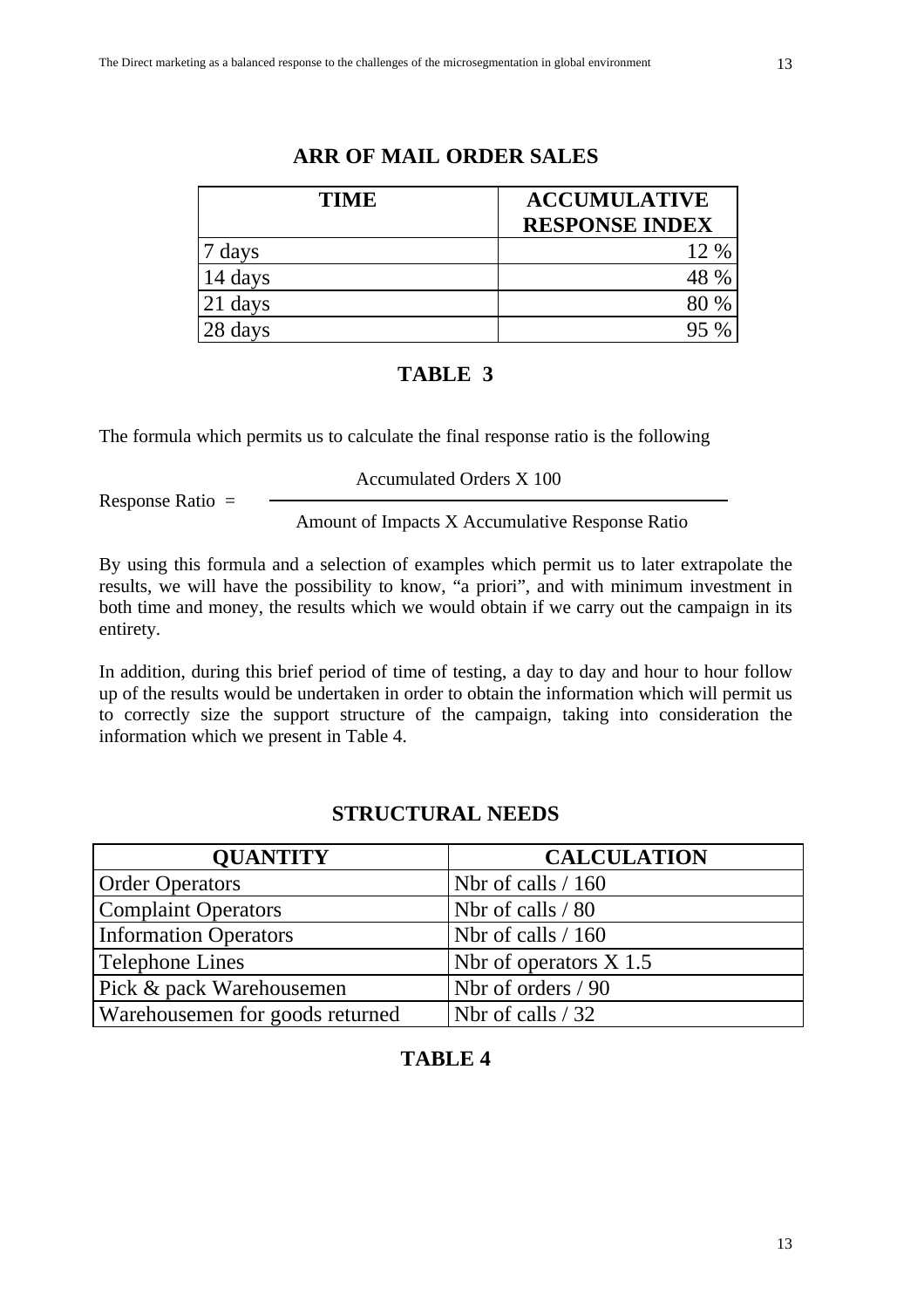**ARR OF MAIL ORDER SALES**

| TIME | ACCUMULATIVE RESPONSE INDEX |
|---|---|
| 7 days | 12 % |
| 14 days | 48 % |
| 21 days | 80 % |
| 28 days | 95 % |

**TABLE 3**

The formula which permits us to calculate the final response ratio is the following

$$\text{Response Ratio} = \frac{\text{Accumulated Orders X 100}}{\text{Amount of Impacts X Accumulative Response Ratio}}$$

By using this formula and a selection of examples which permit us to later extrapolate the results, we will have the possibility to know, "a priori", and with minimum investment in both time and money, the results which we would obtain if we carry out the campaign in its entirety.

In addition, during this brief period of time of testing, a day to day and hour to hour follow up of the results would be undertaken in order to obtain the information which will permit us to correctly size the support structure of the campaign, taking into consideration the information which we present in Table 4.

**STRUCTURAL NEEDS**

| QUANTITY | CALCULATION |
|---|---|
| Order Operators | Nbr of calls / 160 |
| Complaint Operators | Nbr of calls / 80 |
| Information Operators | Nbr of calls / 160 |
| Telephone Lines | Nbr of operators X 1.5 |
| Pick & pack Warehousemen | Nbr of orders / 90 |
| Warehousemen for goods returned | Nbr of calls / 32 |

**TABLE 4**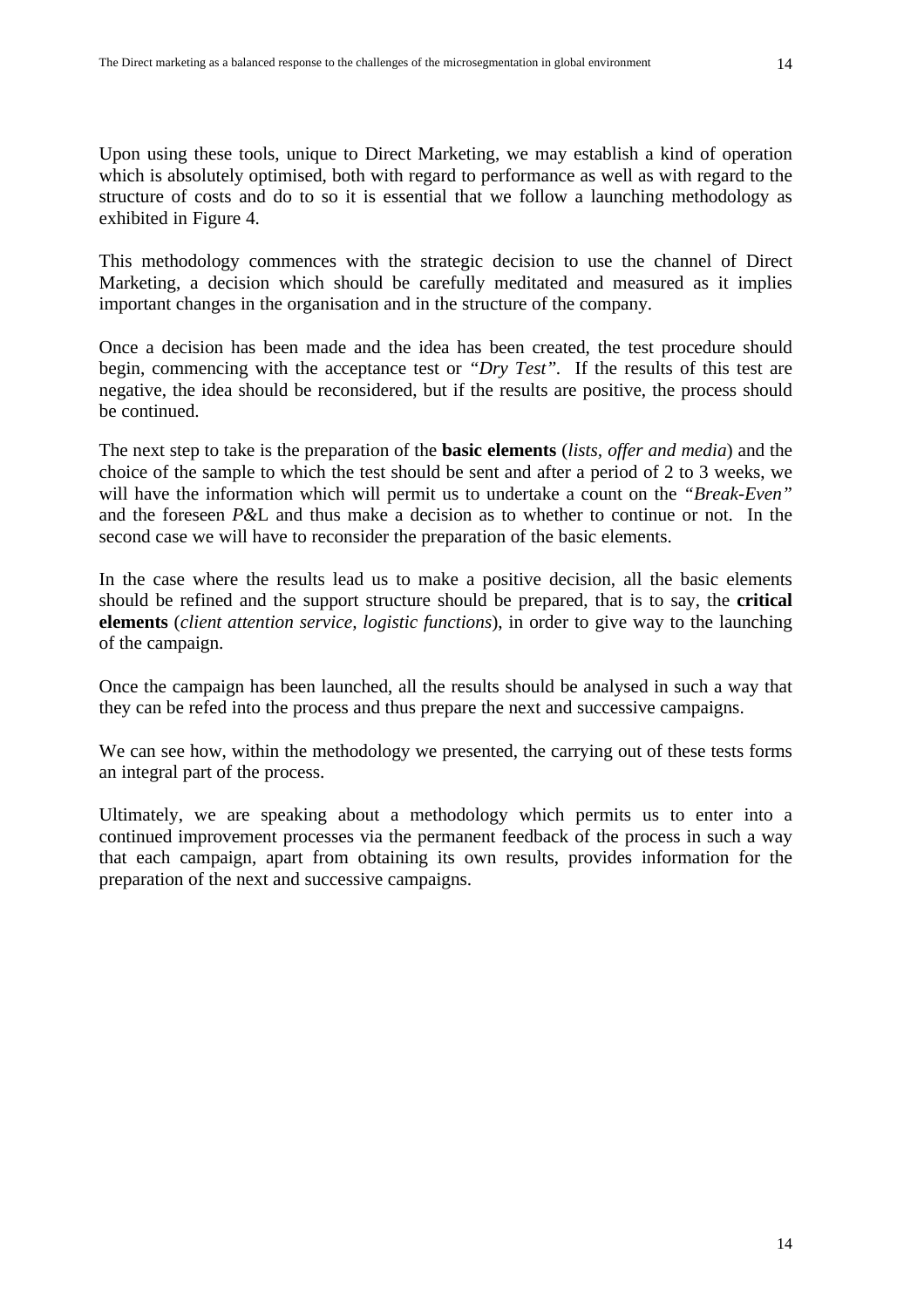Upon using these tools, unique to Direct Marketing, we may establish a kind of operation which is absolutely optimised, both with regard to performance as well as with regard to the structure of costs and do to so it is essential that we follow a launching methodology as exhibited in Figure 4.

This methodology commences with the strategic decision to use the channel of Direct Marketing, a decision which should be carefully meditated and measured as it implies important changes in the organisation and in the structure of the company.

Once a decision has been made and the idea has been created, the test procedure should begin, commencing with the acceptance test or *"Dry Test"*. If the results of this test are negative, the idea should be reconsidered, but if the results are positive, the process should be continued.

The next step to take is the preparation of the **basic elements** (*lists, offer and media*) and the choice of the sample to which the test should be sent and after a period of 2 to 3 weeks, we will have the information which will permit us to undertake a count on the *"Break-Even"* and the foreseen *P&*L and thus make a decision as to whether to continue or not. In the second case we will have to reconsider the preparation of the basic elements.

In the case where the results lead us to make a positive decision, all the basic elements should be refined and the support structure should be prepared, that is to say, the **critical elements** (*client attention service, logistic functions*), in order to give way to the launching of the campaign.

Once the campaign has been launched, all the results should be analysed in such a way that they can be refed into the process and thus prepare the next and successive campaigns.

We can see how, within the methodology we presented, the carrying out of these tests forms an integral part of the process.

Ultimately, we are speaking about a methodology which permits us to enter into a continued improvement processes via the permanent feedback of the process in such a way that each campaign, apart from obtaining its own results, provides information for the preparation of the next and successive campaigns.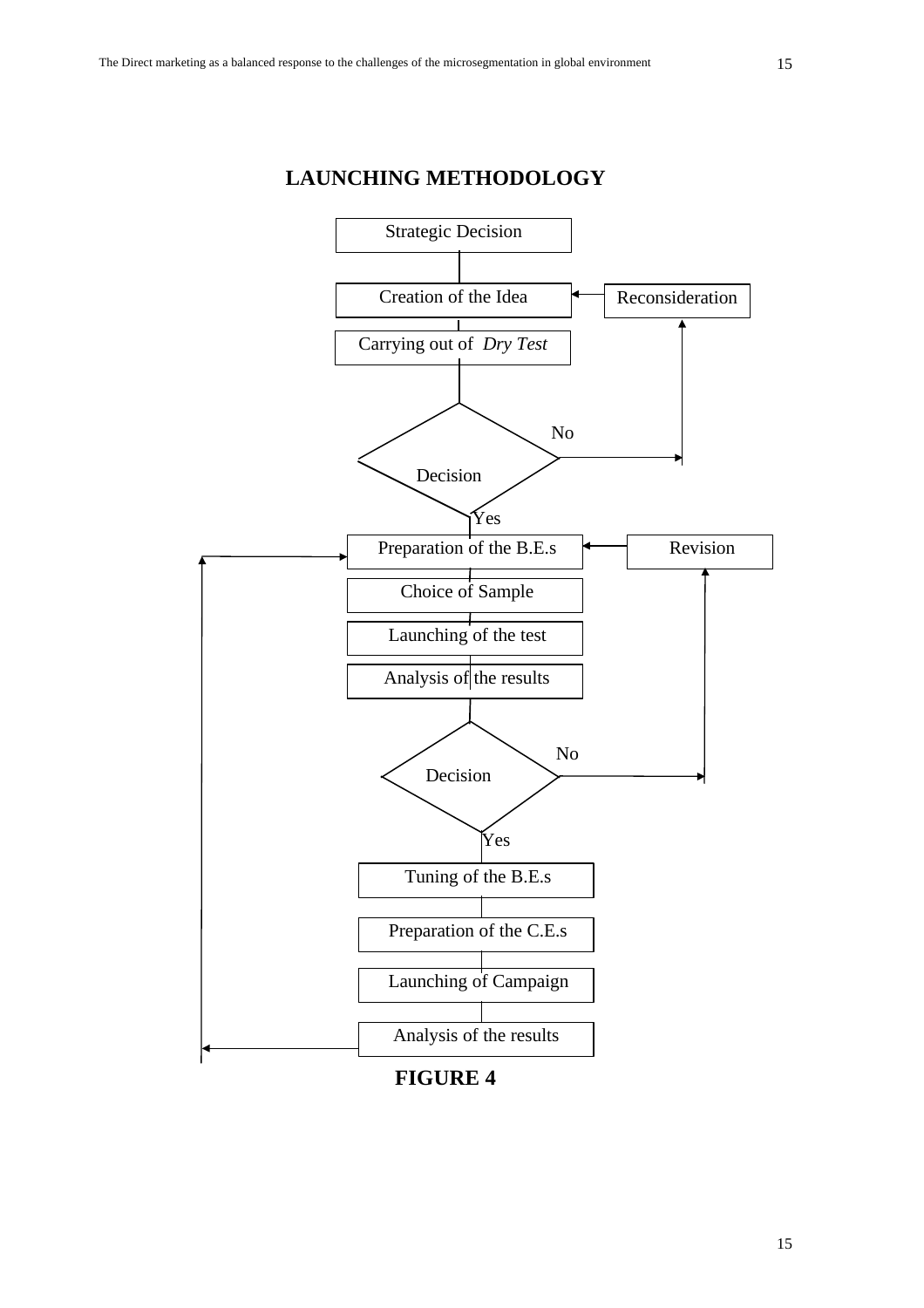## LAUNCHING METHODOLOGY

- Strategic Decision
- Creation of the Idea ← Reconsideration
- Carrying out of *Dry Test*
- Decision
  - No → Reconsideration
  - Yes ↓
- Preparation of the B.E.s ← Revision
- Choice of Sample
- Launching of the test
- Analysis of the results
- Decision
  - No → Revision
  - Yes ↓
- Tuning of the B.E.s
- Preparation of the C.E.s
- Launching of Campaign
- Analysis of the results → Preparation of the B.E.s

**FIGURE 4**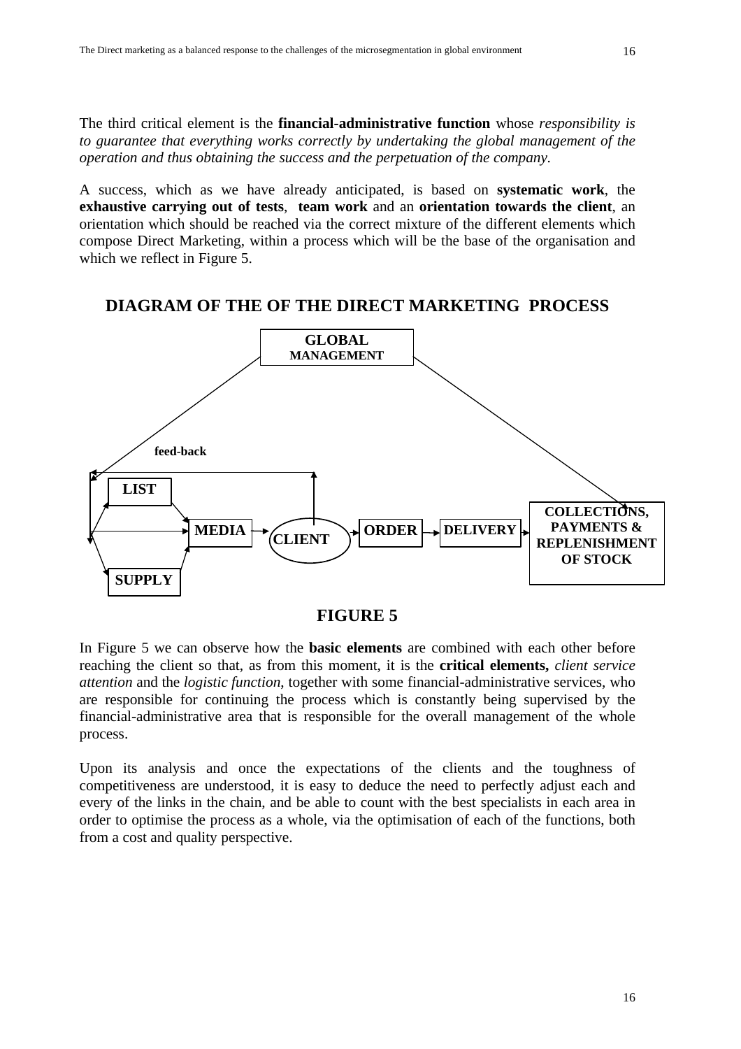The third critical element is the **financial-administrative function** whose *responsibility is to guarantee that everything works correctly by undertaking the global management of the operation and thus obtaining the success and the perpetuation of the company.*

A success, which as we have already anticipated, is based on **systematic work**, the **exhaustive carrying out of tests**, **team work** and an **orientation towards the client**, an orientation which should be reached via the correct mixture of the different elements which compose Direct Marketing, within a process which will be the base of the organisation and which we reflect in Figure 5.

## DIAGRAM OF THE OF THE DIRECT MARKETING PROCESS

GLOBAL MANAGEMENT

feed-back

LIST

MEDIA

CLIENT

ORDER

DELIVERY

COLLECTIONS, PAYMENTS & REPLENISHMENT OF STOCK

SUPPLY

**FIGURE 5**

In Figure 5 we can observe how the **basic elements** are combined with each other before reaching the client so that, as from this moment, it is the **critical elements,** *client service attention* and the *logistic function*, together with some financial-administrative services, who are responsible for continuing the process which is constantly being supervised by the financial-administrative area that is responsible for the overall management of the whole process.

Upon its analysis and once the expectations of the clients and the toughness of competitiveness are understood, it is easy to deduce the need to perfectly adjust each and every of the links in the chain, and be able to count with the best specialists in each area in order to optimise the process as a whole, via the optimisation of each of the functions, both from a cost and quality perspective.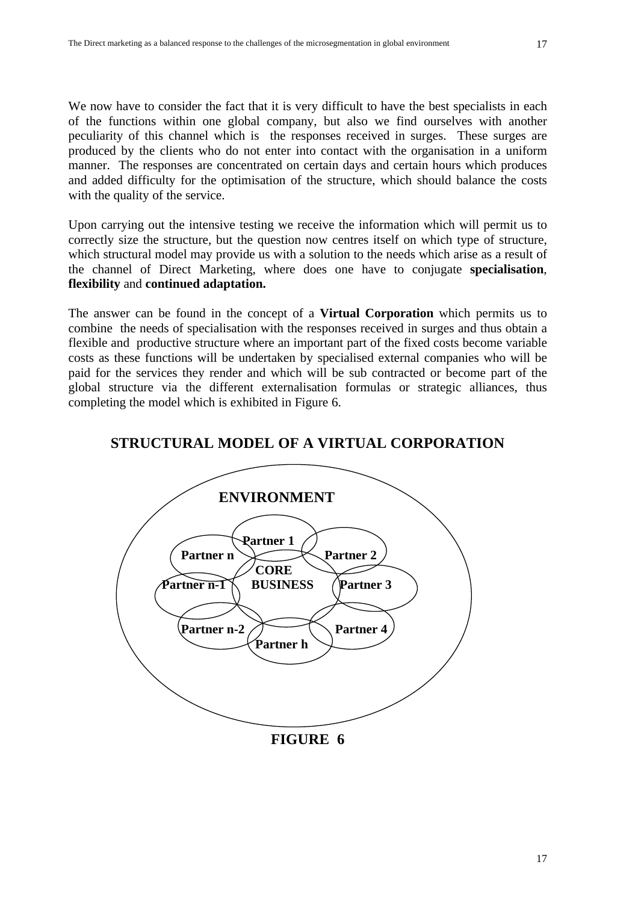We now have to consider the fact that it is very difficult to have the best specialists in each of the functions within one global company, but also we find ourselves with another peculiarity of this channel which is the responses received in surges. These surges are produced by the clients who do not enter into contact with the organisation in a uniform manner. The responses are concentrated on certain days and certain hours which produces and added difficulty for the optimisation of the structure, which should balance the costs with the quality of the service.

Upon carrying out the intensive testing we receive the information which will permit us to correctly size the structure, but the question now centres itself on which type of structure, which structural model may provide us with a solution to the needs which arise as a result of the channel of Direct Marketing, where does one have to conjugate **specialisation**, **flexibility** and **continued adaptation.**

The answer can be found in the concept of a **Virtual Corporation** which permits us to combine the needs of specialisation with the responses received in surges and thus obtain a flexible and productive structure where an important part of the fixed costs become variable costs as these functions will be undertaken by specialised external companies who will be paid for the services they render and which will be sub contracted or become part of the global structure via the different externalisation formulas or strategic alliances, thus completing the model which is exhibited in Figure 6.

**STRUCTURAL MODEL OF A VIRTUAL CORPORATION**

**ENVIRONMENT**

**Partner 1**, **Partner 2**, **Partner 3**, **Partner 4**, **Partner h**, **Partner n-2**, **Partner n-1**, **Partner n**

**CORE BUSINESS**

**FIGURE 6**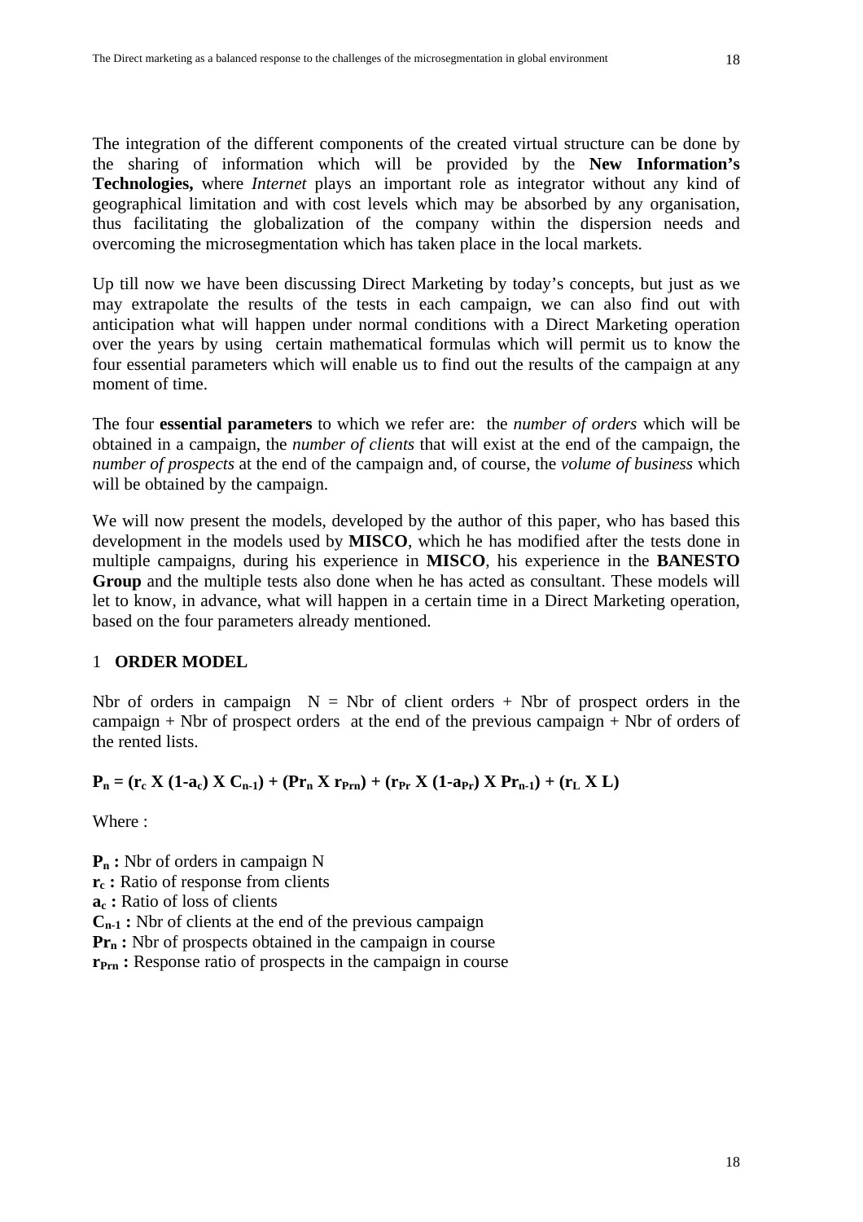The integration of the different components of the created virtual structure can be done by the sharing of information which will be provided by the **New Information's Technologies,** where *Internet* plays an important role as integrator without any kind of geographical limitation and with cost levels which may be absorbed by any organisation, thus facilitating the globalization of the company within the dispersion needs and overcoming the microsegmentation which has taken place in the local markets.

Up till now we have been discussing Direct Marketing by today's concepts, but just as we may extrapolate the results of the tests in each campaign, we can also find out with anticipation what will happen under normal conditions with a Direct Marketing operation over the years by using certain mathematical formulas which will permit us to know the four essential parameters which will enable us to find out the results of the campaign at any moment of time.

The four **essential parameters** to which we refer are: the *number of orders* which will be obtained in a campaign, the *number of clients* that will exist at the end of the campaign, the *number of prospects* at the end of the campaign and, of course, the *volume of business* which will be obtained by the campaign.

We will now present the models, developed by the author of this paper, who has based this development in the models used by **MISCO**, which he has modified after the tests done in multiple campaigns, during his experience in **MISCO**, his experience in the **BANESTO Group** and the multiple tests also done when he has acted as consultant. These models will let to know, in advance, what will happen in a certain time in a Direct Marketing operation, based on the four parameters already mentioned.

## 1 ORDER MODEL

Nbr of orders in campaign N = Nbr of client orders + Nbr of prospect orders in the campaign + Nbr of prospect orders at the end of the previous campaign + Nbr of orders of the rented lists.

$$P_n = (r_c \times (1-a_c) \times C_{n-1}) + (Pr_n \times r_{Prn}) + (r_{Pr} \times (1-a_{Pr}) \times Pr_{n-1}) + (r_L \times L)$$

Where :

**$P_n$ :** Nbr of orders in campaign N
**$r_c$ :** Ratio of response from clients
**$a_c$ :** Ratio of loss of clients
**$C_{n-1}$ :** Nbr of clients at the end of the previous campaign
**$Pr_n$ :** Nbr of prospects obtained in the campaign in course
**$r_{Prn}$ :** Response ratio of prospects in the campaign in course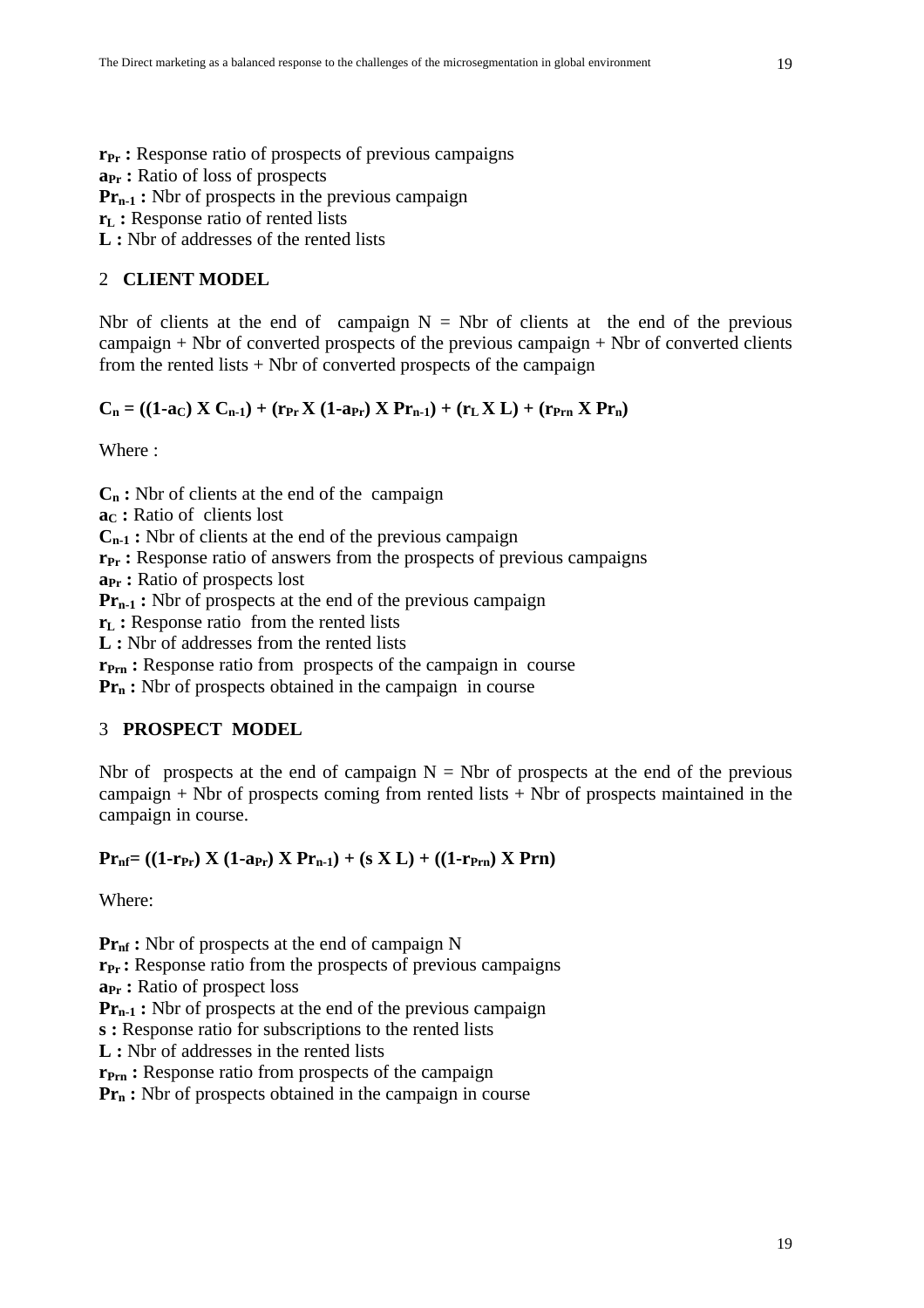$r_{Pr}$ **:** Response ratio of prospects of previous campaigns
$a_{Pr}$ **:** Ratio of loss of prospects
$Pr_{n-1}$ **:** Nbr of prospects in the previous campaign
$r_L$ **:** Response ratio of rented lists
**L :** Nbr of addresses of the rented lists

## 2 CLIENT MODEL

Nbr of clients at the end of campaign N = Nbr of clients at the end of the previous campaign + Nbr of converted prospects of the previous campaign + Nbr of converted clients from the rented lists + Nbr of converted prospects of the campaign

$$C_n = ((1-a_C) \times C_{n-1}) + (r_{Pr} \times (1-a_{Pr}) \times Pr_{n-1}) + (r_L \times L) + (r_{Prn} \times Pr_n)$$

Where :

$C_n$ **:** Nbr of clients at the end of the campaign
$a_C$ **:** Ratio of clients lost
$C_{n-1}$ **:** Nbr of clients at the end of the previous campaign
$r_{Pr}$ **:** Response ratio of answers from the prospects of previous campaigns
$a_{Pr}$ **:** Ratio of prospects lost
$Pr_{n-1}$ **:** Nbr of prospects at the end of the previous campaign
$r_L$ **:** Response ratio from the rented lists
**L :** Nbr of addresses from the rented lists
$r_{Prn}$ **:** Response ratio from prospects of the campaign in course
$Pr_n$ **:** Nbr of prospects obtained in the campaign in course

## 3 PROSPECT MODEL

Nbr of prospects at the end of campaign N = Nbr of prospects at the end of the previous campaign + Nbr of prospects coming from rented lists + Nbr of prospects maintained in the campaign in course.

$$Pr_{nf} = ((1-r_{Pr}) \times (1-a_{Pr}) \times Pr_{n-1}) + (s \times L) + ((1-r_{Prn}) \times Prn)$$

Where:

$Pr_{nf}$ **:** Nbr of prospects at the end of campaign N
$r_{Pr}$ **:** Response ratio from the prospects of previous campaigns
$a_{Pr}$ **:** Ratio of prospect loss
$Pr_{n-1}$ **:** Nbr of prospects at the end of the previous campaign
**s :** Response ratio for subscriptions to the rented lists
**L :** Nbr of addresses in the rented lists
$r_{Prn}$ **:** Response ratio from prospects of the campaign
$Pr_n$ **:** Nbr of prospects obtained in the campaign in course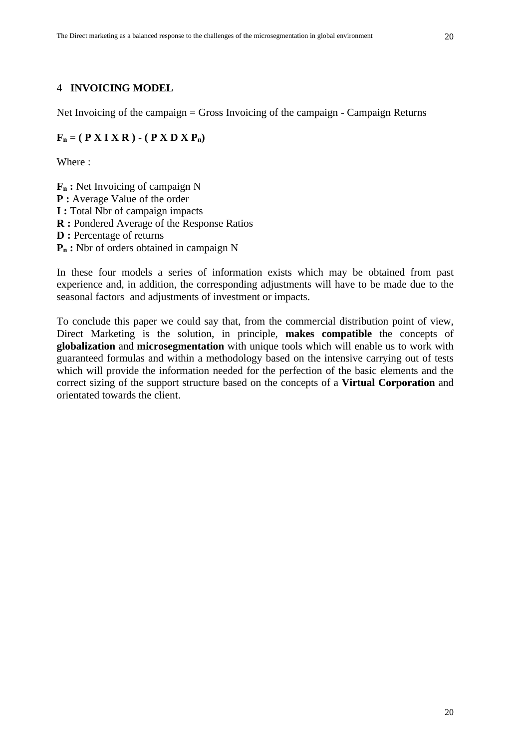## 4 INVOICING MODEL

Net Invoicing of the campaign = Gross Invoicing of the campaign - Campaign Returns

$$F_n = ( P \times I \times R ) - ( P \times D \times P_n)$$

Where :

**$F_n$ :** Net Invoicing of campaign N
**P :** Average Value of the order
**I :** Total Nbr of campaign impacts
**R :** Pondered Average of the Response Ratios
**D :** Percentage of returns
**$P_n$ :** Nbr of orders obtained in campaign N

In these four models a series of information exists which may be obtained from past experience and, in addition, the corresponding adjustments will have to be made due to the seasonal factors and adjustments of investment or impacts.

To conclude this paper we could say that, from the commercial distribution point of view, Direct Marketing is the solution, in principle, **makes compatible** the concepts of **globalization** and **microsegmentation** with unique tools which will enable us to work with guaranteed formulas and within a methodology based on the intensive carrying out of tests which will provide the information needed for the perfection of the basic elements and the correct sizing of the support structure based on the concepts of a **Virtual Corporation** and orientated towards the client.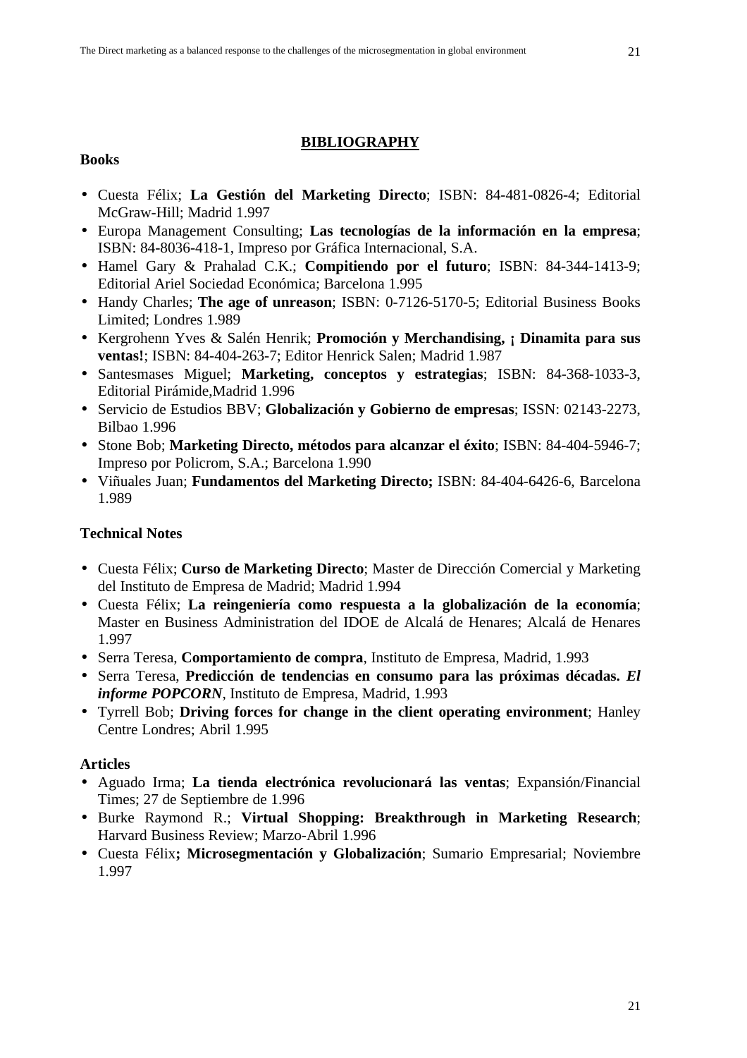## BIBLIOGRAPHY

### Books

- Cuesta Félix; **La Gestión del Marketing Directo**; ISBN: 84-481-0826-4; Editorial McGraw-Hill; Madrid 1.997
- Europa Management Consulting; **Las tecnologías de la información en la empresa**; ISBN: 84-8036-418-1, Impreso por Gráfica Internacional, S.A.
- Hamel Gary & Prahalad C.K.; **Compitiendo por el futuro**; ISBN: 84-344-1413-9; Editorial Ariel Sociedad Económica; Barcelona 1.995
- Handy Charles; **The age of unreason**; ISBN: 0-7126-5170-5; Editorial Business Books Limited; Londres 1.989
- Kergrohenn Yves & Salén Henrik; **Promoción y Merchandising, ¡ Dinamita para sus ventas!**; ISBN: 84-404-263-7; Editor Henrick Salen; Madrid 1.987
- Santesmases Miguel; **Marketing, conceptos y estrategias**; ISBN: 84-368-1033-3, Editorial Pirámide,Madrid 1.996
- Servicio de Estudios BBV; **Globalización y Gobierno de empresas**; ISSN: 02143-2273, Bilbao 1.996
- Stone Bob; **Marketing Directo, métodos para alcanzar el éxito**; ISBN: 84-404-5946-7; Impreso por Policrom, S.A.; Barcelona 1.990
- Viñuales Juan; **Fundamentos del Marketing Directo;** ISBN: 84-404-6426-6, Barcelona 1.989

### Technical Notes

- Cuesta Félix; **Curso de Marketing Directo**; Master de Dirección Comercial y Marketing del Instituto de Empresa de Madrid; Madrid 1.994
- Cuesta Félix; **La reingeniería como respuesta a la globalización de la economía**; Master en Business Administration del IDOE de Alcalá de Henares; Alcalá de Henares 1.997
- Serra Teresa, **Comportamiento de compra**, Instituto de Empresa, Madrid, 1.993
- Serra Teresa, **Predicción de tendencias en consumo para las próximas décadas. *El informe POPCORN***, Instituto de Empresa, Madrid, 1.993
- Tyrrell Bob; **Driving forces for change in the client operating environment**; Hanley Centre Londres; Abril 1.995

### Articles

- Aguado Irma; **La tienda electrónica revolucionará las ventas**; Expansión/Financial Times; 27 de Septiembre de 1.996
- Burke Raymond R.; **Virtual Shopping: Breakthrough in Marketing Research**; Harvard Business Review; Marzo-Abril 1.996
- Cuesta Félix**; Microsegmentación y Globalización**; Sumario Empresarial; Noviembre 1.997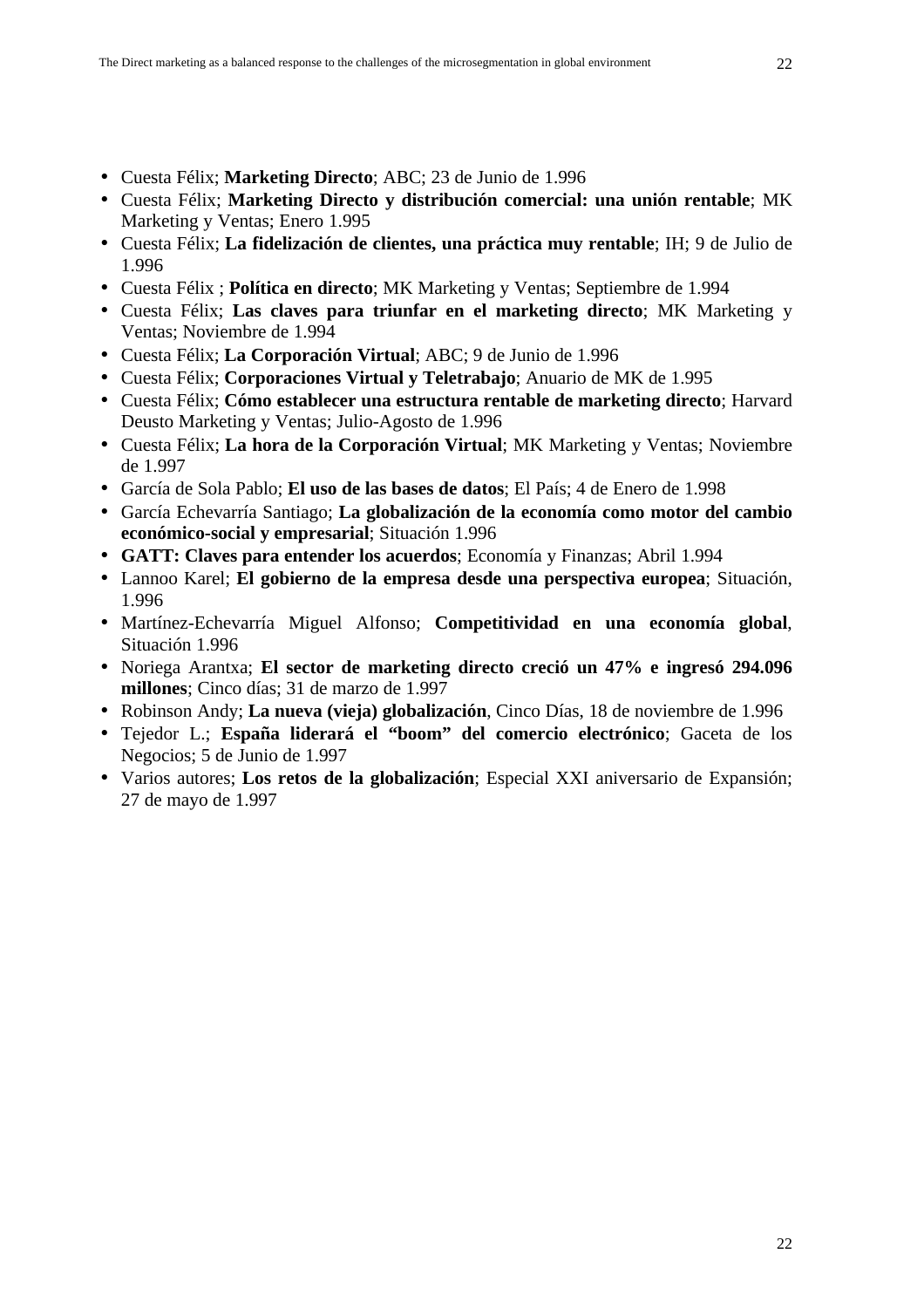- Cuesta Félix; **Marketing Directo**; ABC; 23 de Junio de 1.996
- Cuesta Félix; **Marketing Directo y distribución comercial: una unión rentable**; MK Marketing y Ventas; Enero 1.995
- Cuesta Félix; **La fidelización de clientes, una práctica muy rentable**; IH; 9 de Julio de 1.996
- Cuesta Félix ; **Política en directo**; MK Marketing y Ventas; Septiembre de 1.994
- Cuesta Félix; **Las claves para triunfar en el marketing directo**; MK Marketing y Ventas; Noviembre de 1.994
- Cuesta Félix; **La Corporación Virtual**; ABC; 9 de Junio de 1.996
- Cuesta Félix; **Corporaciones Virtual y Teletrabajo**; Anuario de MK de 1.995
- Cuesta Félix; **Cómo establecer una estructura rentable de marketing directo**; Harvard Deusto Marketing y Ventas; Julio-Agosto de 1.996
- Cuesta Félix; **La hora de la Corporación Virtual**; MK Marketing y Ventas; Noviembre de 1.997
- García de Sola Pablo; **El uso de las bases de datos**; El País; 4 de Enero de 1.998
- García Echevarría Santiago; **La globalización de la economía como motor del cambio económico-social y empresarial**; Situación 1.996
- **GATT: Claves para entender los acuerdos**; Economía y Finanzas; Abril 1.994
- Lannoo Karel; **El gobierno de la empresa desde una perspectiva europea**; Situación, 1.996
- Martínez-Echevarría Miguel Alfonso; **Competitividad en una economía global**, Situación 1.996
- Noriega Arantxa; **El sector de marketing directo creció un 47% e ingresó 294.096 millones**; Cinco días; 31 de marzo de 1.997
- Robinson Andy; **La nueva (vieja) globalización**, Cinco Días, 18 de noviembre de 1.996
- Tejedor L.; **España liderará el "boom" del comercio electrónico**; Gaceta de los Negocios; 5 de Junio de 1.997
- Varios autores; **Los retos de la globalización**; Especial XXI aniversario de Expansión; 27 de mayo de 1.997